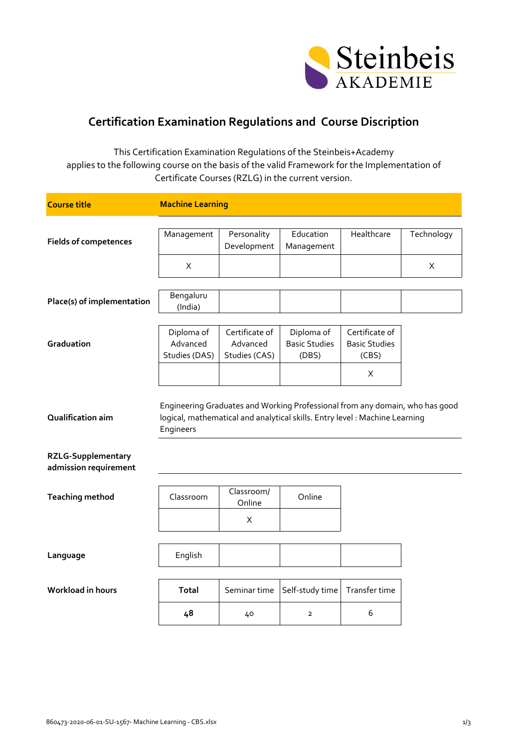# Certification Examination Regulations and Course Discription

This Certification Examination Regulations of the Steinbeis+Academy applies to the following course on the basis of the valid Framework for the Implementation of Certificate Courses (RZLG) in the current version.

| **Course title** | **Machine Learning** |
|---|---|

**Fields of competences**

| Management | Personality Development | Education Management | Healthcare | Technology |
|---|---|---|---|---|
| X | | | | X |

**Place(s) of implementation**

| Bengaluru (India) | | | | |
|---|---|---|---|---|

**Graduation**

| Diploma of Advanced Studies (DAS) | Certificate of Advanced Studies (CAS) | Diploma of Basic Studies (DBS) | Certificate of Basic Studies (CBS) |
|---|---|---|---|
| | | | X |

**Qualification aim**

Engineering Graduates and Working Professional from any domain, who has good logical, mathematical and analytical skills. Entry level : Machine Learning Engineers

**RZLG-Supplementary admission requirement**

**Teaching method**

| Classroom | Classroom/ Online | Online |
|---|---|---|
| | X | |

**Language**

| English | | | |
|---|---|---|---|

**Workload in hours**

| **Total** | Seminar time | Self-study time | Transfer time |
|---|---|---|---|
| **48** | 40 | 2 | 6 |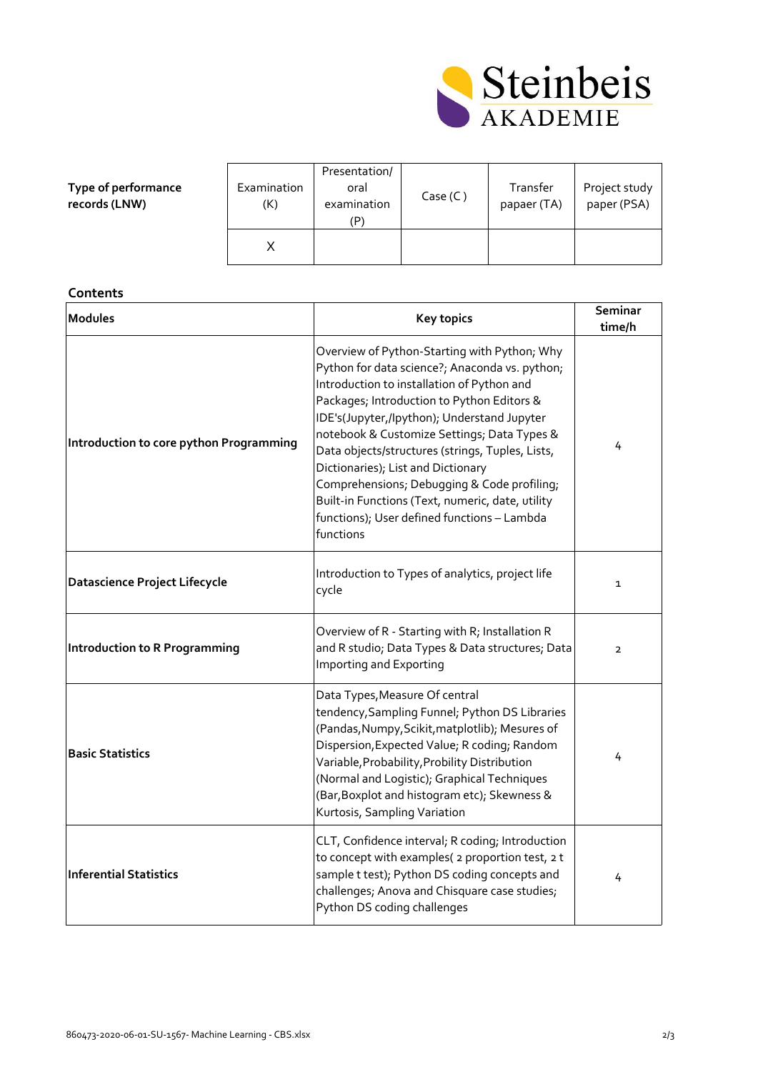| **Type of performance records (LNW)** | Examination (K) | Presentation/ oral examination (P) | Case (C ) | Transfer papaer (TA) | Project study paper (PSA) |
|---|---|---|---|---|---|
| | X | | | | |

**Contents**

| **Modules** | **Key topics** | **Seminar time/h** |
|---|---|---|
| **Introduction to core python Programming** | Overview of Python-Starting with Python; Why Python for data science?; Anaconda vs. python; Introduction to installation of Python and Packages; Introduction to Python Editors & IDE's(Jupyter,/Ipython); Understand Jupyter notebook & Customize Settings; Data Types & Data objects/structures (strings, Tuples, Lists, Dictionaries); List and Dictionary Comprehensions; Debugging & Code profiling; Built-in Functions (Text, numeric, date, utility functions); User defined functions – Lambda functions | 4 |
| **Datascience Project Lifecycle** | Introduction to Types of analytics, project life cycle | 1 |
| **Introduction to R Programming** | Overview of R - Starting with R; Installation R and R studio; Data Types & Data structures; Data Importing and Exporting | 2 |
| **Basic Statistics** | Data Types,Measure Of central tendency,Sampling Funnel; Python DS Libraries (Pandas,Numpy,Scikit,matplotlib); Mesures of Dispersion,Expected Value; R coding; Random Variable,Probability,Probility Distribution (Normal and Logistic); Graphical Techniques (Bar,Boxplot and histogram etc); Skewness & Kurtosis, Sampling Variation | 4 |
| **Inferential Statistics** | CLT, Confidence interval; R coding; Introduction to concept with examples( 2 proportion test, 2 t sample t test); Python DS coding concepts and challenges; Anova and Chisquare case studies; Python DS coding challenges | 4 |

860473-2020-06-01-SU-1567- Machine Learning - CBS.xlsx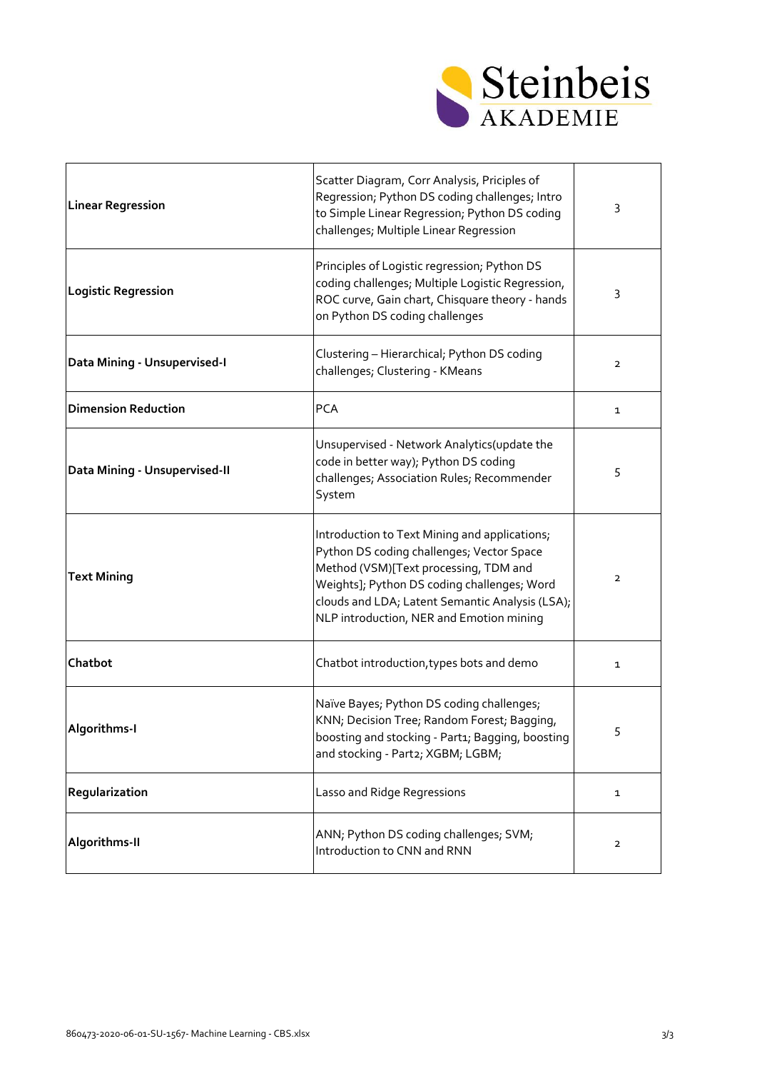| | | |
|---|---|---|
| **Linear Regression** | Scatter Diagram, Corr Analysis, Priciples of Regression; Python DS coding challenges; Intro to Simple Linear Regression; Python DS coding challenges; Multiple Linear Regression | 3 |
| **Logistic Regression** | Principles of Logistic regression; Python DS coding challenges; Multiple Logistic Regression, ROC curve, Gain chart, Chisquare theory - hands on Python DS coding challenges | 3 |
| **Data Mining - Unsupervised-I** | Clustering – Hierarchical; Python DS coding challenges; Clustering - KMeans | 2 |
| **Dimension Reduction** | PCA | 1 |
| **Data Mining - Unsupervised-II** | Unsupervised - Network Analytics(update the code in better way); Python DS coding challenges; Association Rules; Recommender System | 5 |
| **Text Mining** | Introduction to Text Mining and applications; Python DS coding challenges; Vector Space Method (VSM)[Text processing, TDM and Weights]; Python DS coding challenges; Word clouds and LDA; Latent Semantic Analysis (LSA); NLP introduction, NER and Emotion mining | 2 |
| **Chatbot** | Chatbot introduction,types bots and demo | 1 |
| **Algorithms-I** | Naïve Bayes; Python DS coding challenges; KNN; Decision Tree; Random Forest; Bagging, boosting and stocking - Part1; Bagging, boosting and stocking - Part2; XGBM; LGBM; | 5 |
| **Regularization** | Lasso and Ridge Regressions | 1 |
| **Algorithms-II** | ANN; Python DS coding challenges; SVM; Introduction to CNN and RNN | 2 |